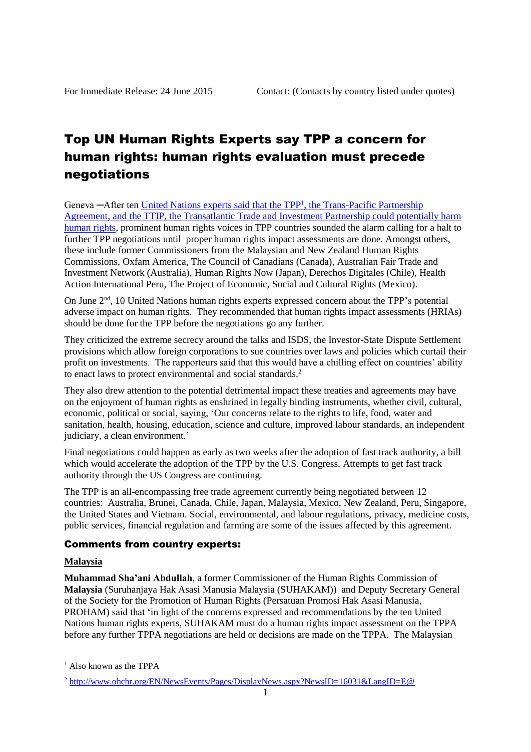For Immediate Release: 24 June 2015 Contact: (Contacts by country listed under quotes)

# Top UN Human Rights Experts say TPP a concern for human rights: human rights evaluation must precede negotiations

Geneva ─After ten United Nations experts said that the TPP[1], the Trans-Pacific Partnership Agreement, and the TTIP, the Transatlantic Trade and Investment Partnership could potentially harm human rights, prominent human rights voices in TPP countries sounded the alarm calling for a halt to further TPP negotiations until proper human rights impact assessments are done. Amongst others, these include former Commissioners from the Malaysian and New Zealand Human Rights Commissions, Oxfam America, The Council of Canadians (Canada), Australian Fair Trade and Investment Network (Australia), Human Rights Now (Japan), Derechos Digitales (Chile), Health Action International Peru, The Project of Economic, Social and Cultural Rights (Mexico).

On June 2nd, 10 United Nations human rights experts expressed concern about the TPP's potential adverse impact on human rights. They recommended that human rights impact assessments (HRIAs) should be done for the TPP before the negotiations go any further.

They criticized the extreme secrecy around the talks and ISDS, the Investor-State Dispute Settlement provisions which allow foreign corporations to sue countries over laws and policies which curtail their profit on investments. The rapporteurs said that this would have a chilling effect on countries' ability to enact laws to protect environmental and social standards.[2]

They also drew attention to the potential detrimental impact these treaties and agreements may have on the enjoyment of human rights as enshrined in legally binding instruments, whether civil, cultural, economic, political or social, saying, 'Our concerns relate to the rights to life, food, water and sanitation, health, housing, education, science and culture, improved labour standards, an independent judiciary, a clean environment.'

Final negotiations could happen as early as two weeks after the adoption of fast track authority, a bill which would accelerate the adoption of the TPP by the U.S. Congress. Attempts to get fast track authority through the US Congress are continuing.

The TPP is an all-encompassing free trade agreement currently being negotiated between 12 countries: Australia, Brunei, Canada, Chile, Japan, Malaysia, Mexico, New Zealand, Peru, Singapore, the United States and Vietnam. Social, environmental, and labour regulations, privacy, medicine costs, public services, financial regulation and farming are some of the issues affected by this agreement.

## Comments from country experts:

### Malaysia

**Muhammad Sha'ani Abdullah**, a former Commissioner of the Human Rights Commission of **Malaysia** (Suruhanjaya Hak Asasi Manusia Malaysia (SUHAKAM)) and Deputy Secretary General of the Society for the Promotion of Human Rights (Persatuan Promosi Hak Asasi Manusia, PROHAM) said that 'in light of the concerns expressed and recommendations by the ten United Nations human rights experts, SUHAKAM must do a human rights impact assessment on the TPPA before any further TPPA negotiations are held or decisions are made on the TPPA. The Malaysian

---

[1] Also known as the TPPA

[2] http://www.ohchr.org/EN/NewsEvents/Pages/DisplayNews.aspx?NewsID=16031&LangID=E@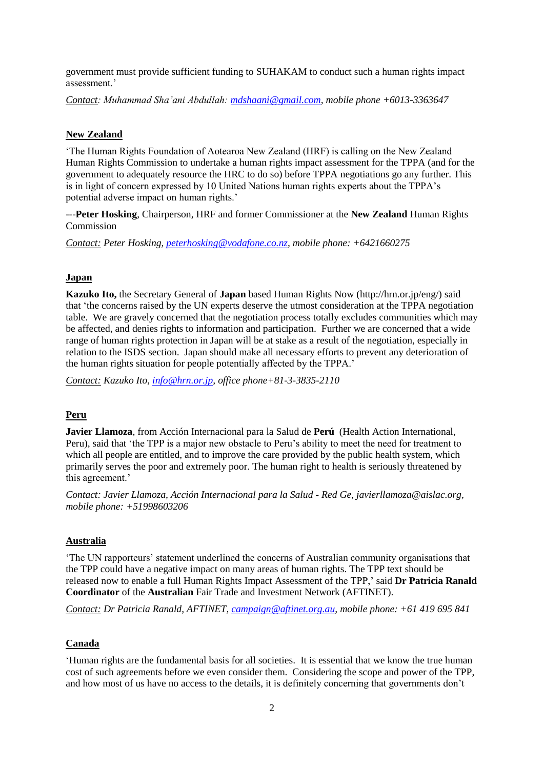government must provide sufficient funding to SUHAKAM to conduct such a human rights impact assessment.'

*Contact: Muhammad Sha'ani Abdullah: [mdshaani@gmail.com](mailto:mdshaani@gmail.com), mobile phone +6013-3363647*

## New Zealand

'The Human Rights Foundation of Aotearoa New Zealand (HRF) is calling on the New Zealand Human Rights Commission to undertake a human rights impact assessment for the TPPA (and for the government to adequately resource the HRC to do so) before TPPA negotiations go any further. This is in light of concern expressed by 10 United Nations human rights experts about the TPPA's potential adverse impact on human rights.'

---**Peter Hosking**, Chairperson, HRF and former Commissioner at the **New Zealand** Human Rights Commission

*Contact: Peter Hosking, [peterhosking@vodafone.co.nz](mailto:peterhosking@vodafone.co.nz), mobile phone: +6421660275*

## Japan

**Kazuko Ito,** the Secretary General of **Japan** based Human Rights Now (http://hrn.or.jp/eng/) said that 'the concerns raised by the UN experts deserve the utmost consideration at the TPPA negotiation table. We are gravely concerned that the negotiation process totally excludes communities which may be affected, and denies rights to information and participation. Further we are concerned that a wide range of human rights protection in Japan will be at stake as a result of the negotiation, especially in relation to the ISDS section. Japan should make all necessary efforts to prevent any deterioration of the human rights situation for people potentially affected by the TPPA.'

*Contact: Kazuko Ito, [info@hrn.or.jp](mailto:info@hrn.or.jp), office phone+81-3-3835-2110*

## Peru

**Javier Llamoza**, from Acción Internacional para la Salud de **Perú** (Health Action International, Peru), said that 'the TPP is a major new obstacle to Peru's ability to meet the need for treatment to which all people are entitled, and to improve the care provided by the public health system, which primarily serves the poor and extremely poor. The human right to health is seriously threatened by this agreement.'

*Contact: Javier Llamoza, Acción Internacional para la Salud - Red Ge, javierllamoza@aislac.org, mobile phone: +51998603206*

## Australia

'The UN rapporteurs' statement underlined the concerns of Australian community organisations that the TPP could have a negative impact on many areas of human rights. The TPP text should be released now to enable a full Human Rights Impact Assessment of the TPP,' said **Dr Patricia Ranald Coordinator** of the **Australian** Fair Trade and Investment Network (AFTINET).

*Contact: Dr Patricia Ranald, AFTINET, [campaign@aftinet.org.au](mailto:campaign@aftinet.org.au), mobile phone: +61 419 695 841*

## Canada

'Human rights are the fundamental basis for all societies. It is essential that we know the true human cost of such agreements before we even consider them. Considering the scope and power of the TPP, and how most of us have no access to the details, it is definitely concerning that governments don't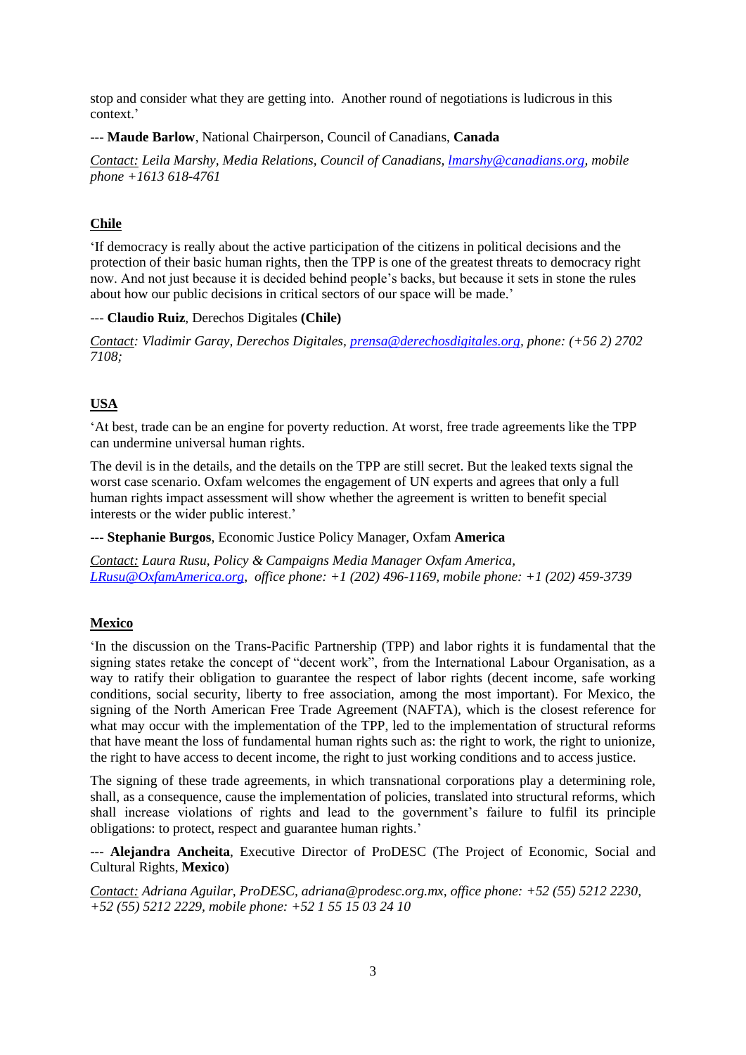stop and consider what they are getting into. Another round of negotiations is ludicrous in this context.'

--- **Maude Barlow**, National Chairperson, Council of Canadians, **Canada**

*Contact: Leila Marshy, Media Relations, Council of Canadians, lmarshy@canadians.org, mobile phone +1613 618-4761*

## Chile

'If democracy is really about the active participation of the citizens in political decisions and the protection of their basic human rights, then the TPP is one of the greatest threats to democracy right now. And not just because it is decided behind people's backs, but because it sets in stone the rules about how our public decisions in critical sectors of our space will be made.'

--- **Claudio Ruiz**, Derechos Digitales **(Chile)**

*Contact: Vladimir Garay, Derechos Digitales, prensa@derechosdigitales.org, phone: (+56 2) 2702 7108;*

## USA

'At best, trade can be an engine for poverty reduction. At worst, free trade agreements like the TPP can undermine universal human rights.

The devil is in the details, and the details on the TPP are still secret. But the leaked texts signal the worst case scenario. Oxfam welcomes the engagement of UN experts and agrees that only a full human rights impact assessment will show whether the agreement is written to benefit special interests or the wider public interest.'

--- **Stephanie Burgos**, Economic Justice Policy Manager, Oxfam **America**

*Contact: Laura Rusu, Policy & Campaigns Media Manager Oxfam America, LRusu@OxfamAmerica.org, office phone: +1 (202) 496-1169, mobile phone: +1 (202) 459-3739*

## Mexico

'In the discussion on the Trans-Pacific Partnership (TPP) and labor rights it is fundamental that the signing states retake the concept of "decent work", from the International Labour Organisation, as a way to ratify their obligation to guarantee the respect of labor rights (decent income, safe working conditions, social security, liberty to free association, among the most important). For Mexico, the signing of the North American Free Trade Agreement (NAFTA), which is the closest reference for what may occur with the implementation of the TPP, led to the implementation of structural reforms that have meant the loss of fundamental human rights such as: the right to work, the right to unionize, the right to have access to decent income, the right to just working conditions and to access justice.

The signing of these trade agreements, in which transnational corporations play a determining role, shall, as a consequence, cause the implementation of policies, translated into structural reforms, which shall increase violations of rights and lead to the government's failure to fulfil its principle obligations: to protect, respect and guarantee human rights.'

--- **Alejandra Ancheita**, Executive Director of ProDESC (The Project of Economic, Social and Cultural Rights, **Mexico**)

*Contact: Adriana Aguilar, ProDESC, adriana@prodesc.org.mx, office phone: +52 (55) 5212 2230, +52 (55) 5212 2229, mobile phone: +52 1 55 15 03 24 10*